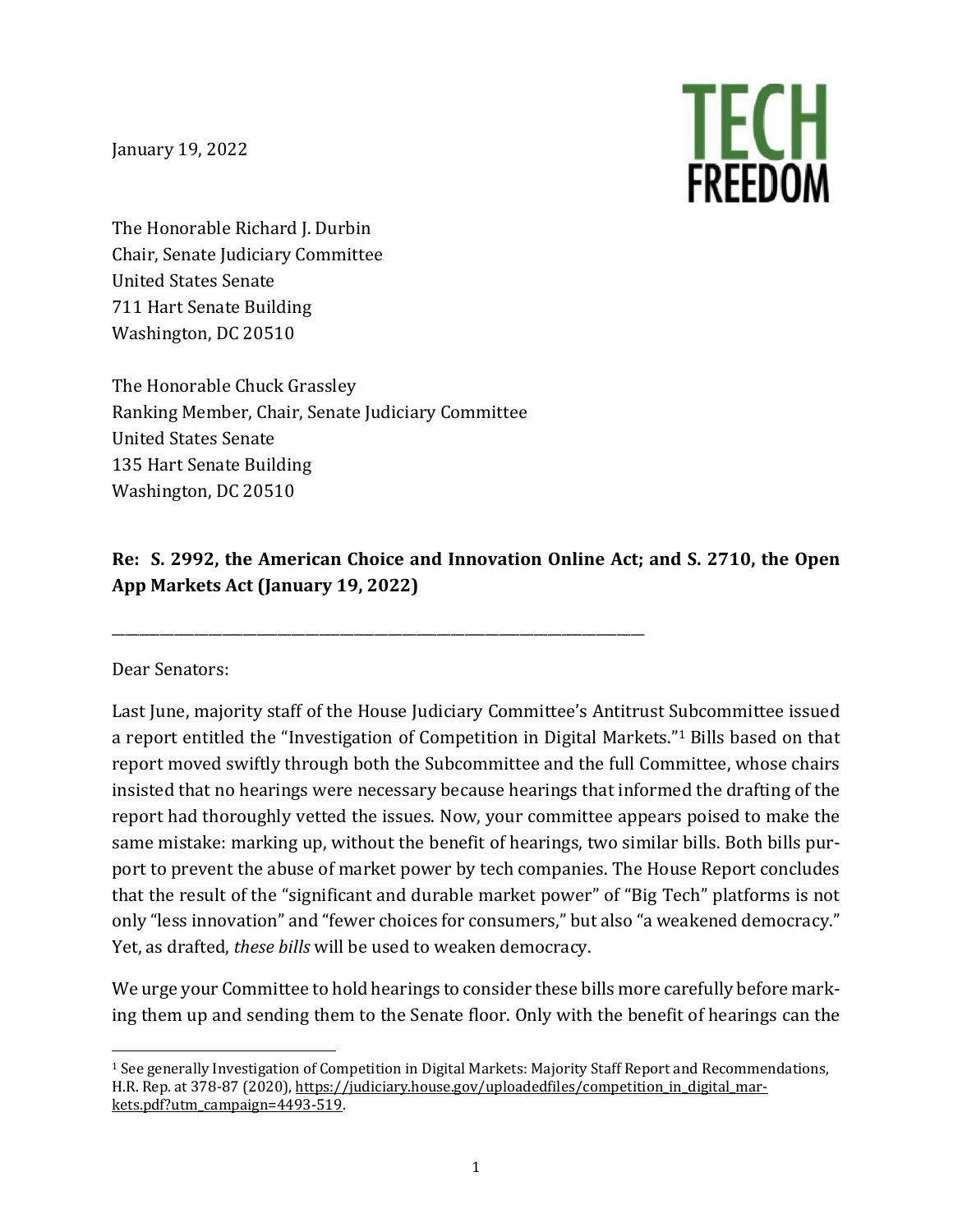January 19, 2022

TECH FREEDOM

The Honorable Richard J. Durbin
Chair, Senate Judiciary Committee
United States Senate
711 Hart Senate Building
Washington, DC 20510

The Honorable Chuck Grassley
Ranking Member, Chair, Senate Judiciary Committee
United States Senate
135 Hart Senate Building
Washington, DC 20510

**Re: S. 2992, the American Choice and Innovation Online Act; and S. 2710, the Open App Markets Act (January 19, 2022)**

---

Dear Senators:

Last June, majority staff of the House Judiciary Committee's Antitrust Subcommittee issued a report entitled the "Investigation of Competition in Digital Markets."[1] Bills based on that report moved swiftly through both the Subcommittee and the full Committee, whose chairs insisted that no hearings were necessary because hearings that informed the drafting of the report had thoroughly vetted the issues. Now, your committee appears poised to make the same mistake: marking up, without the benefit of hearings, two similar bills. Both bills purport to prevent the abuse of market power by tech companies. The House Report concludes that the result of the "significant and durable market power" of "Big Tech" platforms is not only "less innovation" and "fewer choices for consumers," but also "a weakened democracy." Yet, as drafted, *these bills* will be used to weaken democracy.

We urge your Committee to hold hearings to consider these bills more carefully before marking them up and sending them to the Senate floor. Only with the benefit of hearings can the

---

[1] See generally Investigation of Competition in Digital Markets: Majority Staff Report and Recommendations, H.R. Rep. at 378-87 (2020), https://judiciary.house.gov/uploadedfiles/competition_in_digital_markets.pdf?utm_campaign=4493-519.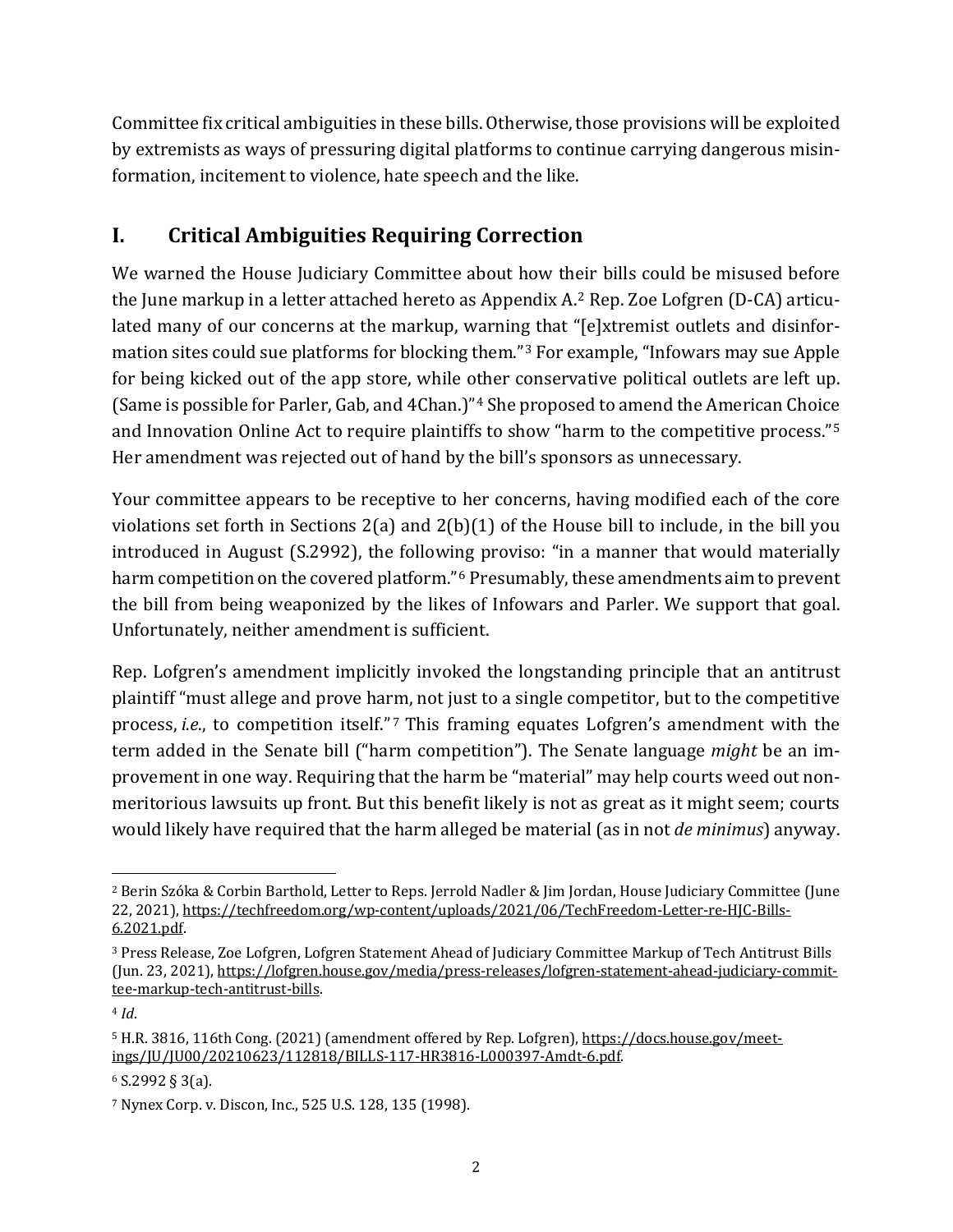Committee fix critical ambiguities in these bills. Otherwise, those provisions will be exploited by extremists as ways of pressuring digital platforms to continue carrying dangerous misinformation, incitement to violence, hate speech and the like.

## I. Critical Ambiguities Requiring Correction

We warned the House Judiciary Committee about how their bills could be misused before the June markup in a letter attached hereto as Appendix A.[2] Rep. Zoe Lofgren (D-CA) articulated many of our concerns at the markup, warning that "[e]xtremist outlets and disinformation sites could sue platforms for blocking them."[3] For example, "Infowars may sue Apple for being kicked out of the app store, while other conservative political outlets are left up. (Same is possible for Parler, Gab, and 4Chan.)"[4] She proposed to amend the American Choice and Innovation Online Act to require plaintiffs to show "harm to the competitive process."[5] Her amendment was rejected out of hand by the bill's sponsors as unnecessary.

Your committee appears to be receptive to her concerns, having modified each of the core violations set forth in Sections 2(a) and 2(b)(1) of the House bill to include, in the bill you introduced in August (S.2992), the following proviso: "in a manner that would materially harm competition on the covered platform."[6] Presumably, these amendments aim to prevent the bill from being weaponized by the likes of Infowars and Parler. We support that goal. Unfortunately, neither amendment is sufficient.

Rep. Lofgren's amendment implicitly invoked the longstanding principle that an antitrust plaintiff "must allege and prove harm, not just to a single competitor, but to the competitive process, *i.e.*, to competition itself."[7] This framing equates Lofgren's amendment with the term added in the Senate bill ("harm competition"). The Senate language *might* be an improvement in one way. Requiring that the harm be "material" may help courts weed out non-meritorious lawsuits up front. But this benefit likely is not as great as it might seem; courts would likely have required that the harm alleged be material (as in not *de minimus*) anyway.

---

[2] Berin Szóka & Corbin Barthold, Letter to Reps. Jerrold Nadler & Jim Jordan, House Judiciary Committee (June 22, 2021), https://techfreedom.org/wp-content/uploads/2021/06/TechFreedom-Letter-re-HJC-Bills-6.2021.pdf.

[3] Press Release, Zoe Lofgren, Lofgren Statement Ahead of Judiciary Committee Markup of Tech Antitrust Bills (Jun. 23, 2021), https://lofgren.house.gov/media/press-releases/lofgren-statement-ahead-judiciary-committee-markup-tech-antitrust-bills.

[4] *Id*.

[5] H.R. 3816, 116th Cong. (2021) (amendment offered by Rep. Lofgren), https://docs.house.gov/meetings/JU/JU00/20210623/112818/BILLS-117-HR3816-L000397-Amdt-6.pdf.

[6] S.2992 § 3(a).

[7] Nynex Corp. v. Discon, Inc., 525 U.S. 128, 135 (1998).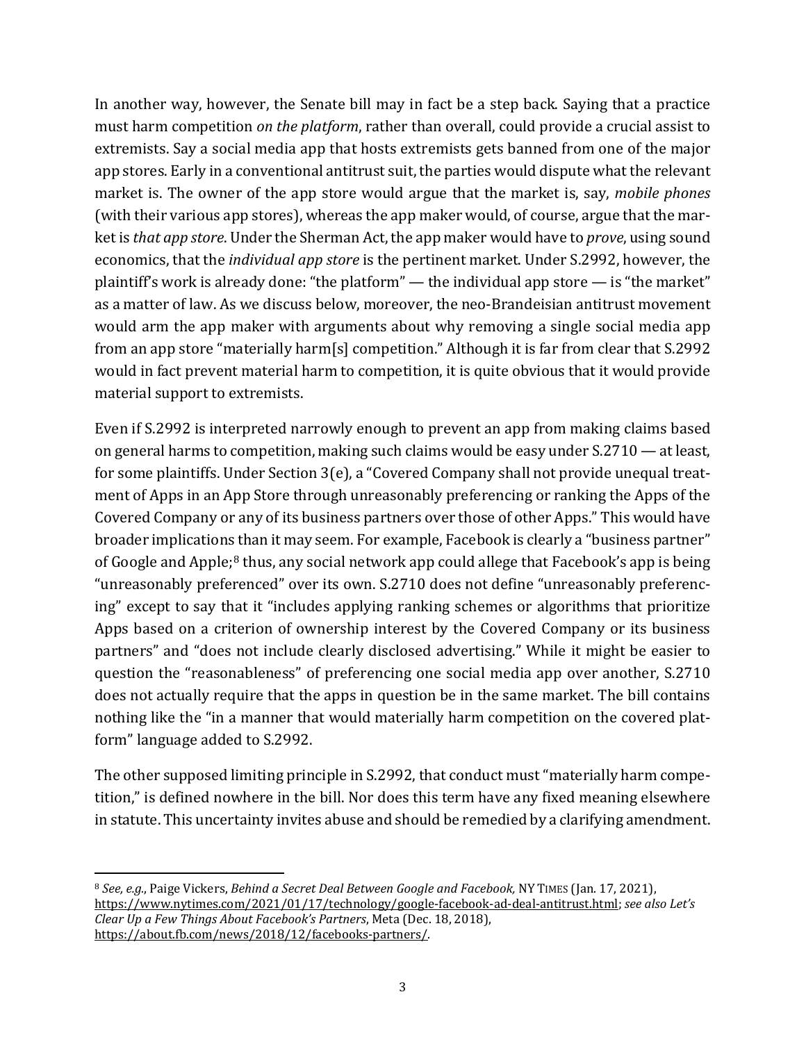In another way, however, the Senate bill may in fact be a step back. Saying that a practice must harm competition *on the platform*, rather than overall, could provide a crucial assist to extremists. Say a social media app that hosts extremists gets banned from one of the major app stores. Early in a conventional antitrust suit, the parties would dispute what the relevant market is. The owner of the app store would argue that the market is, say, *mobile phones* (with their various app stores), whereas the app maker would, of course, argue that the market is *that app store*. Under the Sherman Act, the app maker would have to *prove*, using sound economics, that the *individual app store* is the pertinent market. Under S.2992, however, the plaintiff's work is already done: "the platform" — the individual app store — is "the market" as a matter of law. As we discuss below, moreover, the neo-Brandeisian antitrust movement would arm the app maker with arguments about why removing a single social media app from an app store "materially harm[s] competition." Although it is far from clear that S.2992 would in fact prevent material harm to competition, it is quite obvious that it would provide material support to extremists.

Even if S.2992 is interpreted narrowly enough to prevent an app from making claims based on general harms to competition, making such claims would be easy under S.2710 — at least, for some plaintiffs. Under Section 3(e), a "Covered Company shall not provide unequal treatment of Apps in an App Store through unreasonably preferencing or ranking the Apps of the Covered Company or any of its business partners over those of other Apps." This would have broader implications than it may seem. For example, Facebook is clearly a "business partner" of Google and Apple;[8] thus, any social network app could allege that Facebook's app is being "unreasonably preferenced" over its own. S.2710 does not define "unreasonably preferencing" except to say that it "includes applying ranking schemes or algorithms that prioritize Apps based on a criterion of ownership interest by the Covered Company or its business partners" and "does not include clearly disclosed advertising." While it might be easier to question the "reasonableness" of preferencing one social media app over another, S.2710 does not actually require that the apps in question be in the same market. The bill contains nothing like the "in a manner that would materially harm competition on the covered platform" language added to S.2992.

The other supposed limiting principle in S.2992, that conduct must "materially harm competition," is defined nowhere in the bill. Nor does this term have any fixed meaning elsewhere in statute. This uncertainty invites abuse and should be remedied by a clarifying amendment.

---

[8] *See, e.g.*, Paige Vickers, *Behind a Secret Deal Between Google and Facebook,* NY TIMES (Jan. 17, 2021), https://www.nytimes.com/2021/01/17/technology/google-facebook-ad-deal-antitrust.html; *see also Let's Clear Up a Few Things About Facebook's Partners*, Meta (Dec. 18, 2018), https://about.fb.com/news/2018/12/facebooks-partners/.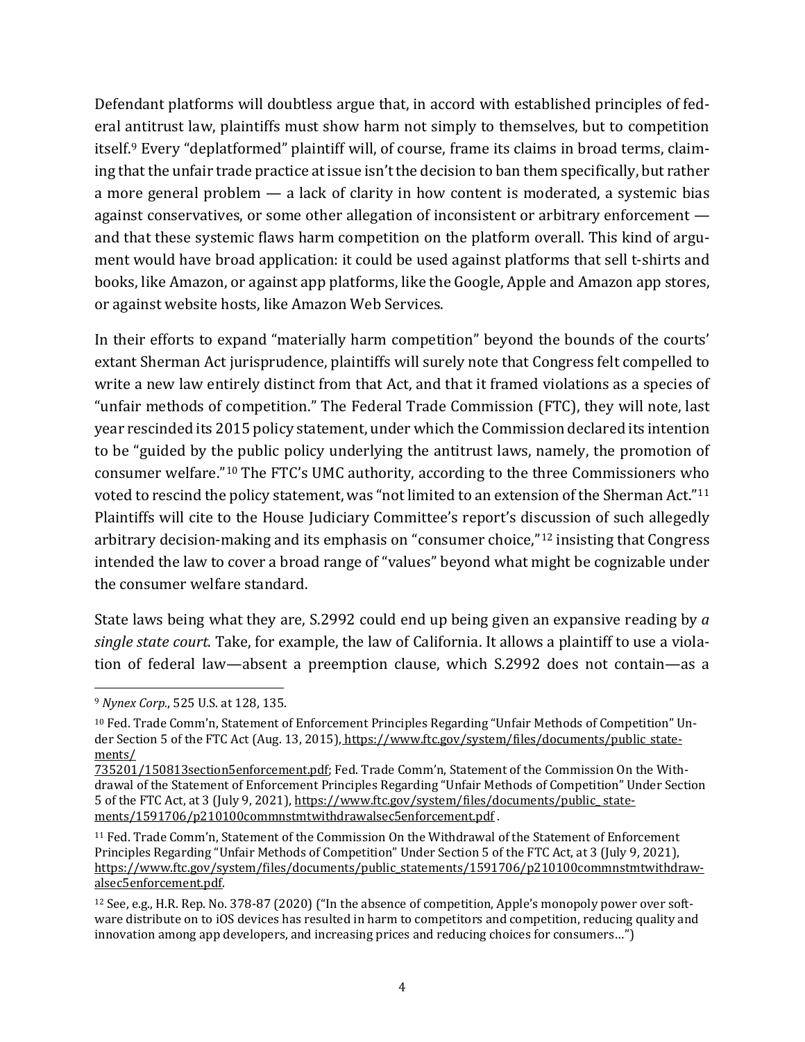Defendant platforms will doubtless argue that, in accord with established principles of federal antitrust law, plaintiffs must show harm not simply to themselves, but to competition itself.[9] Every "deplatformed" plaintiff will, of course, frame its claims in broad terms, claiming that the unfair trade practice at issue isn't the decision to ban them specifically, but rather a more general problem — a lack of clarity in how content is moderated, a systemic bias against conservatives, or some other allegation of inconsistent or arbitrary enforcement — and that these systemic flaws harm competition on the platform overall. This kind of argument would have broad application: it could be used against platforms that sell t-shirts and books, like Amazon, or against app platforms, like the Google, Apple and Amazon app stores, or against website hosts, like Amazon Web Services.

In their efforts to expand "materially harm competition" beyond the bounds of the courts' extant Sherman Act jurisprudence, plaintiffs will surely note that Congress felt compelled to write a new law entirely distinct from that Act, and that it framed violations as a species of "unfair methods of competition." The Federal Trade Commission (FTC), they will note, last year rescinded its 2015 policy statement, under which the Commission declared its intention to be "guided by the public policy underlying the antitrust laws, namely, the promotion of consumer welfare."[10] The FTC's UMC authority, according to the three Commissioners who voted to rescind the policy statement, was "not limited to an extension of the Sherman Act."[11] Plaintiffs will cite to the House Judiciary Committee's report's discussion of such allegedly arbitrary decision-making and its emphasis on "consumer choice,"[12] insisting that Congress intended the law to cover a broad range of "values" beyond what might be cognizable under the consumer welfare standard.

State laws being what they are, S.2992 could end up being given an expansive reading by *a single state court*. Take, for example, the law of California. It allows a plaintiff to use a violation of federal law—absent a preemption clause, which S.2992 does not contain—as a

---

[9] *Nynex Corp.*, 525 U.S. at 128, 135.

[10] Fed. Trade Comm'n, Statement of Enforcement Principles Regarding "Unfair Methods of Competition" Under Section 5 of the FTC Act (Aug. 13, 2015), https://www.ftc.gov/system/files/documents/public_statements/735201/150813section5enforcement.pdf; Fed. Trade Comm'n, Statement of the Commission On the Withdrawal of the Statement of Enforcement Principles Regarding "Unfair Methods of Competition" Under Section 5 of the FTC Act, at 3 (July 9, 2021), https://www.ftc.gov/system/files/documents/public_statements/1591706/p210100commnstmtwithdrawalsec5enforcement.pdf .

[11] Fed. Trade Comm'n, Statement of the Commission On the Withdrawal of the Statement of Enforcement Principles Regarding "Unfair Methods of Competition" Under Section 5 of the FTC Act, at 3 (July 9, 2021), https://www.ftc.gov/system/files/documents/public_statements/1591706/p210100commnstmtwithdrawalsec5enforcement.pdf.

[12] See, e.g., H.R. Rep. No. 378-87 (2020) ("In the absence of competition, Apple's monopoly power over software distribute on to iOS devices has resulted in harm to competitors and competition, reducing quality and innovation among app developers, and increasing prices and reducing choices for consumers…")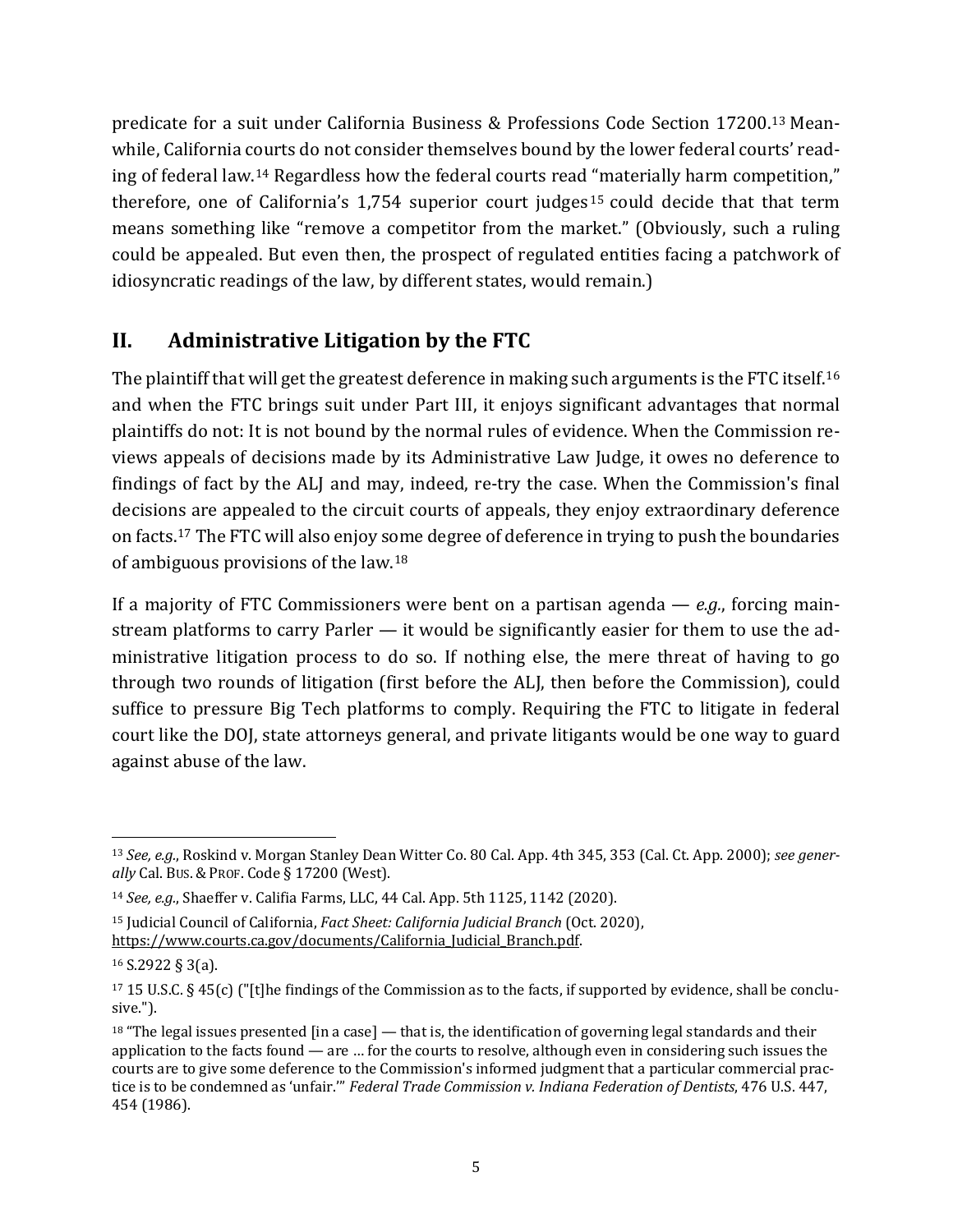predicate for a suit under California Business & Professions Code Section 17200.[13] Meanwhile, California courts do not consider themselves bound by the lower federal courts' reading of federal law.[14] Regardless how the federal courts read "materially harm competition," therefore, one of California's 1,754 superior court judges[15] could decide that that term means something like "remove a competitor from the market." (Obviously, such a ruling could be appealed. But even then, the prospect of regulated entities facing a patchwork of idiosyncratic readings of the law, by different states, would remain.)

## II. Administrative Litigation by the FTC

The plaintiff that will get the greatest deference in making such arguments is the FTC itself.[16] and when the FTC brings suit under Part III, it enjoys significant advantages that normal plaintiffs do not: It is not bound by the normal rules of evidence. When the Commission reviews appeals of decisions made by its Administrative Law Judge, it owes no deference to findings of fact by the ALJ and may, indeed, re-try the case. When the Commission's final decisions are appealed to the circuit courts of appeals, they enjoy extraordinary deference on facts.[17] The FTC will also enjoy some degree of deference in trying to push the boundaries of ambiguous provisions of the law.[18]

If a majority of FTC Commissioners were bent on a partisan agenda — *e.g.*, forcing mainstream platforms to carry Parler — it would be significantly easier for them to use the administrative litigation process to do so. If nothing else, the mere threat of having to go through two rounds of litigation (first before the ALJ, then before the Commission), could suffice to pressure Big Tech platforms to comply. Requiring the FTC to litigate in federal court like the DOJ, state attorneys general, and private litigants would be one way to guard against abuse of the law.

---

[13] *See, e.g.*, Roskind v. Morgan Stanley Dean Witter Co. 80 Cal. App. 4th 345, 353 (Cal. Ct. App. 2000); *see generally* Cal. Bus. & Prof. Code § 17200 (West).

[14] *See, e.g.*, Shaeffer v. Califia Farms, LLC, 44 Cal. App. 5th 1125, 1142 (2020).

[15] Judicial Council of California, *Fact Sheet: California Judicial Branch* (Oct. 2020), https://www.courts.ca.gov/documents/California_Judicial_Branch.pdf.

[16] S.2922 § 3(a).

[17] 15 U.S.C. § 45(c) ("[t]he findings of the Commission as to the facts, if supported by evidence, shall be conclusive.").

[18] "The legal issues presented [in a case] — that is, the identification of governing legal standards and their application to the facts found — are … for the courts to resolve, although even in considering such issues the courts are to give some deference to the Commission's informed judgment that a particular commercial practice is to be condemned as 'unfair.'" *Federal Trade Commission v. Indiana Federation of Dentists*, 476 U.S. 447, 454 (1986).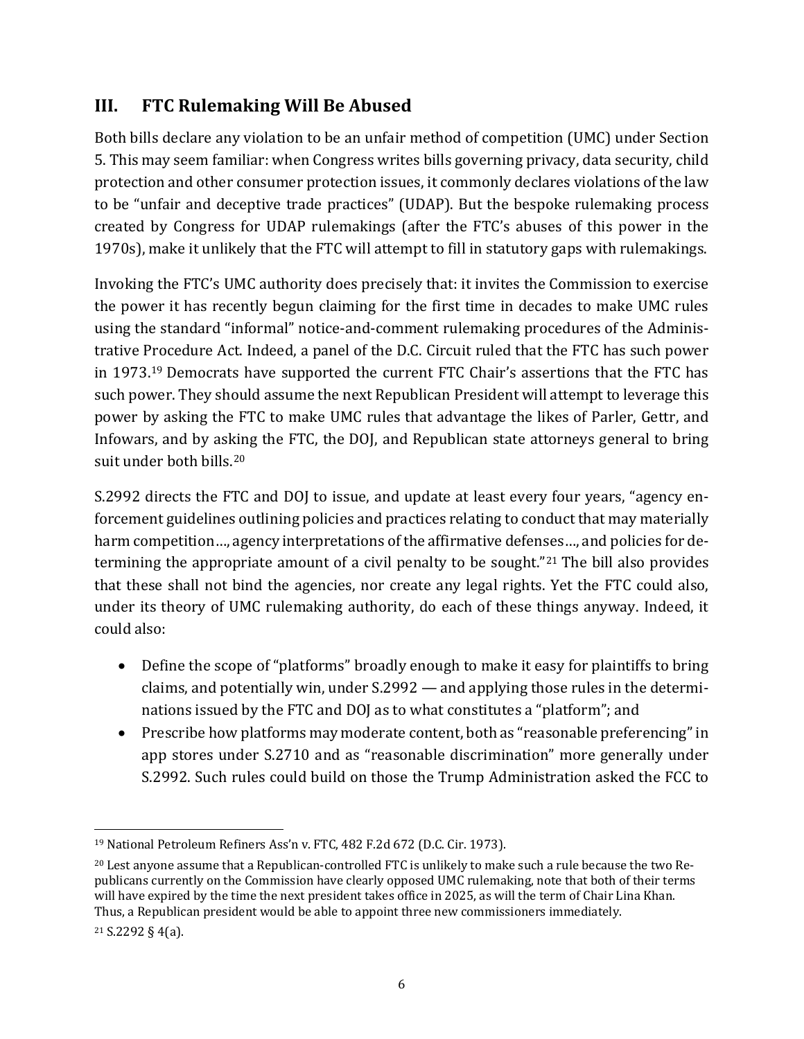## III. FTC Rulemaking Will Be Abused

Both bills declare any violation to be an unfair method of competition (UMC) under Section 5. This may seem familiar: when Congress writes bills governing privacy, data security, child protection and other consumer protection issues, it commonly declares violations of the law to be "unfair and deceptive trade practices" (UDAP). But the bespoke rulemaking process created by Congress for UDAP rulemakings (after the FTC's abuses of this power in the 1970s), make it unlikely that the FTC will attempt to fill in statutory gaps with rulemakings.

Invoking the FTC's UMC authority does precisely that: it invites the Commission to exercise the power it has recently begun claiming for the first time in decades to make UMC rules using the standard "informal" notice-and-comment rulemaking procedures of the Administrative Procedure Act. Indeed, a panel of the D.C. Circuit ruled that the FTC has such power in 1973.[19] Democrats have supported the current FTC Chair's assertions that the FTC has such power. They should assume the next Republican President will attempt to leverage this power by asking the FTC to make UMC rules that advantage the likes of Parler, Gettr, and Infowars, and by asking the FTC, the DOJ, and Republican state attorneys general to bring suit under both bills.[20]

S.2992 directs the FTC and DOJ to issue, and update at least every four years, "agency enforcement guidelines outlining policies and practices relating to conduct that may materially harm competition…, agency interpretations of the affirmative defenses…, and policies for determining the appropriate amount of a civil penalty to be sought."[21] The bill also provides that these shall not bind the agencies, nor create any legal rights. Yet the FTC could also, under its theory of UMC rulemaking authority, do each of these things anyway. Indeed, it could also:

- Define the scope of "platforms" broadly enough to make it easy for plaintiffs to bring claims, and potentially win, under S.2992 — and applying those rules in the determinations issued by the FTC and DOJ as to what constitutes a "platform"; and
- Prescribe how platforms may moderate content, both as "reasonable preferencing" in app stores under S.2710 and as "reasonable discrimination" more generally under S.2992. Such rules could build on those the Trump Administration asked the FCC to

---

[19] National Petroleum Refiners Ass'n v. FTC, 482 F.2d 672 (D.C. Cir. 1973).

[20] Lest anyone assume that a Republican-controlled FTC is unlikely to make such a rule because the two Republicans currently on the Commission have clearly opposed UMC rulemaking, note that both of their terms will have expired by the time the next president takes office in 2025, as will the term of Chair Lina Khan. Thus, a Republican president would be able to appoint three new commissioners immediately.

[21] S.2292 § 4(a).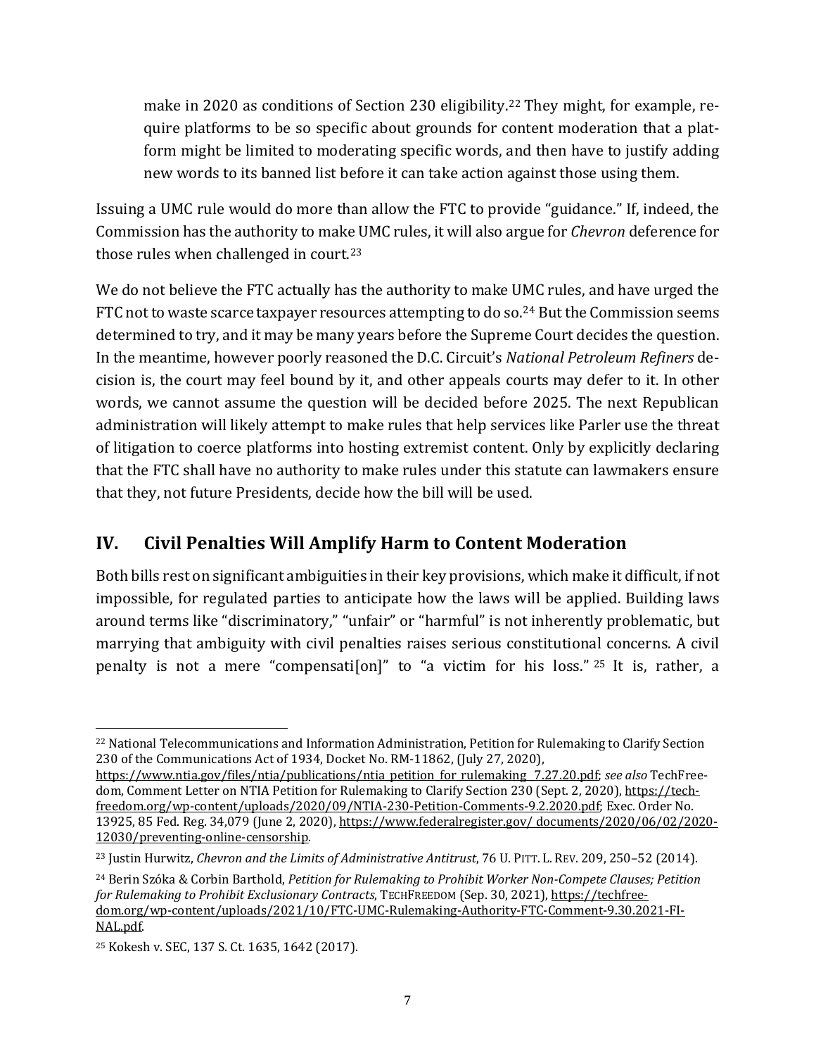make in 2020 as conditions of Section 230 eligibility.[22] They might, for example, require platforms to be so specific about grounds for content moderation that a platform might be limited to moderating specific words, and then have to justify adding new words to its banned list before it can take action against those using them.

Issuing a UMC rule would do more than allow the FTC to provide "guidance." If, indeed, the Commission has the authority to make UMC rules, it will also argue for *Chevron* deference for those rules when challenged in court.[23]

We do not believe the FTC actually has the authority to make UMC rules, and have urged the FTC not to waste scarce taxpayer resources attempting to do so.[24] But the Commission seems determined to try, and it may be many years before the Supreme Court decides the question. In the meantime, however poorly reasoned the D.C. Circuit's *National Petroleum Refiners* decision is, the court may feel bound by it, and other appeals courts may defer to it. In other words, we cannot assume the question will be decided before 2025. The next Republican administration will likely attempt to make rules that help services like Parler use the threat of litigation to coerce platforms into hosting extremist content. Only by explicitly declaring that the FTC shall have no authority to make rules under this statute can lawmakers ensure that they, not future Presidents, decide how the bill will be used.

## IV. Civil Penalties Will Amplify Harm to Content Moderation

Both bills rest on significant ambiguities in their key provisions, which make it difficult, if not impossible, for regulated parties to anticipate how the laws will be applied. Building laws around terms like "discriminatory," "unfair" or "harmful" is not inherently problematic, but marrying that ambiguity with civil penalties raises serious constitutional concerns. A civil penalty is not a mere "compensati[on]" to "a victim for his loss."[25] It is, rather, a

---

[22] National Telecommunications and Information Administration, Petition for Rulemaking to Clarify Section 230 of the Communications Act of 1934, Docket No. RM-11862, (July 27, 2020), https://www.ntia.gov/files/ntia/publications/ntia_petition_for_rulemaking_7.27.20.pdf; *see also* TechFreedom, Comment Letter on NTIA Petition for Rulemaking to Clarify Section 230 (Sept. 2, 2020), https://techfreedom.org/wp-content/uploads/2020/09/NTIA-230-Petition-Comments-9.2.2020.pdf; Exec. Order No. 13925, 85 Fed. Reg. 34,079 (June 2, 2020), https://www.federalregister.gov/documents/2020/06/02/2020-12030/preventing-online-censorship.

[23] Justin Hurwitz, *Chevron and the Limits of Administrative Antitrust*, 76 U. PITT. L. REV. 209, 250–52 (2014).

[24] Berin Szóka & Corbin Barthold, *Petition for Rulemaking to Prohibit Worker Non-Compete Clauses; Petition for Rulemaking to Prohibit Exclusionary Contracts*, TECHFREEDOM (Sep. 30, 2021), https://techfreedom.org/wp-content/uploads/2021/10/FTC-UMC-Rulemaking-Authority-FTC-Comment-9.30.2021-FINAL.pdf.

[25] Kokesh v. SEC, 137 S. Ct. 1635, 1642 (2017).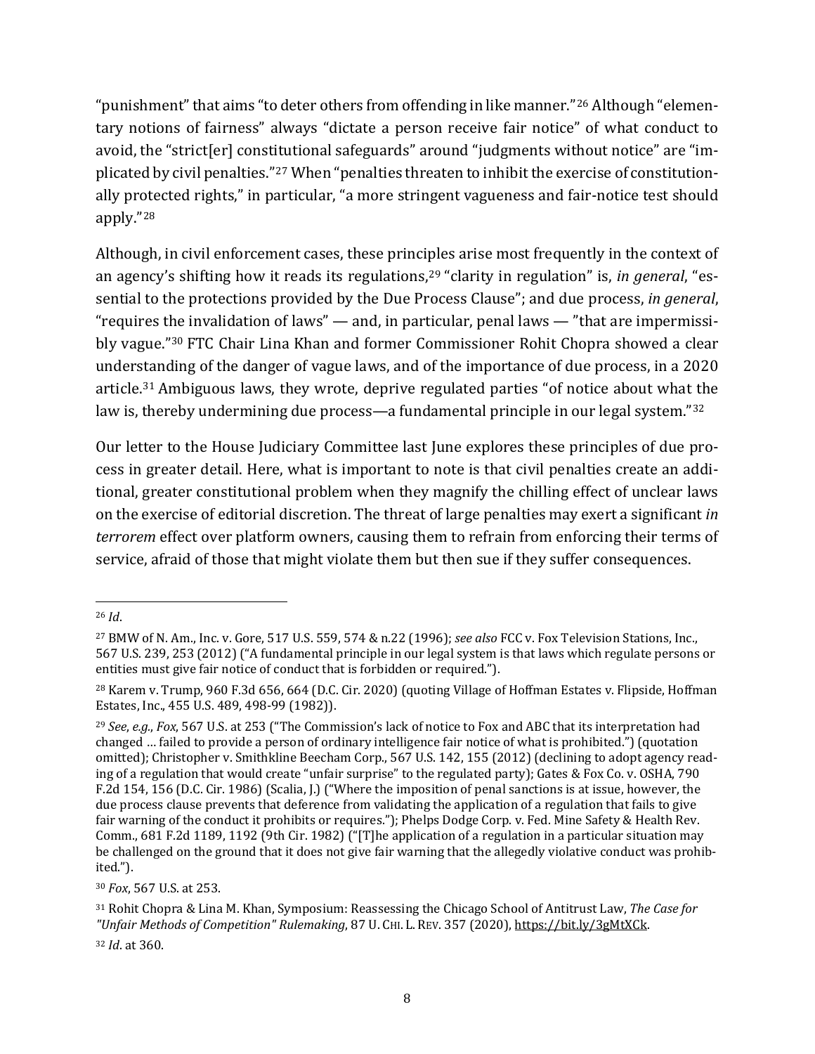"punishment" that aims "to deter others from offending in like manner."[26] Although "elementary notions of fairness" always "dictate a person receive fair notice" of what conduct to avoid, the "strict[er] constitutional safeguards" around "judgments without notice" are "implicated by civil penalties."[27] When "penalties threaten to inhibit the exercise of constitutionally protected rights," in particular, "a more stringent vagueness and fair-notice test should apply."[28]

Although, in civil enforcement cases, these principles arise most frequently in the context of an agency's shifting how it reads its regulations,[29] "clarity in regulation" is, *in general*, "essential to the protections provided by the Due Process Clause"; and due process, *in general*, "requires the invalidation of laws" — and, in particular, penal laws — "that are impermissibly vague."[30] FTC Chair Lina Khan and former Commissioner Rohit Chopra showed a clear understanding of the danger of vague laws, and of the importance of due process, in a 2020 article.[31] Ambiguous laws, they wrote, deprive regulated parties "of notice about what the law is, thereby undermining due process—a fundamental principle in our legal system."[32]

Our letter to the House Judiciary Committee last June explores these principles of due process in greater detail. Here, what is important to note is that civil penalties create an additional, greater constitutional problem when they magnify the chilling effect of unclear laws on the exercise of editorial discretion. The threat of large penalties may exert a significant *in terrorem* effect over platform owners, causing them to refrain from enforcing their terms of service, afraid of those that might violate them but then sue if they suffer consequences.

---

[26] *Id*.

[27] BMW of N. Am., Inc. v. Gore, 517 U.S. 559, 574 & n.22 (1996); *see also* FCC v. Fox Television Stations, Inc., 567 U.S. 239, 253 (2012) ("A fundamental principle in our legal system is that laws which regulate persons or entities must give fair notice of conduct that is forbidden or required.").

[28] Karem v. Trump, 960 F.3d 656, 664 (D.C. Cir. 2020) (quoting Village of Hoffman Estates v. Flipside, Hoffman Estates, Inc., 455 U.S. 489, 498-99 (1982)).

[29] *See*, *e.g*., *Fox*, 567 U.S. at 253 ("The Commission's lack of notice to Fox and ABC that its interpretation had changed … failed to provide a person of ordinary intelligence fair notice of what is prohibited.") (quotation omitted); Christopher v. Smithkline Beecham Corp., 567 U.S. 142, 155 (2012) (declining to adopt agency reading of a regulation that would create "unfair surprise" to the regulated party); Gates & Fox Co. v. OSHA, 790 F.2d 154, 156 (D.C. Cir. 1986) (Scalia, J.) ("Where the imposition of penal sanctions is at issue, however, the due process clause prevents that deference from validating the application of a regulation that fails to give fair warning of the conduct it prohibits or requires."); Phelps Dodge Corp. v. Fed. Mine Safety & Health Rev. Comm., 681 F.2d 1189, 1192 (9th Cir. 1982) ("[T]he application of a regulation in a particular situation may be challenged on the ground that it does not give fair warning that the allegedly violative conduct was prohibited.").

[30] *Fox*, 567 U.S. at 253.

[31] Rohit Chopra & Lina M. Khan, Symposium: Reassessing the Chicago School of Antitrust Law, *The Case for "Unfair Methods of Competition" Rulemaking*, 87 U. CHI. L. REV. 357 (2020), https://bit.ly/3gMtXCk.

[32] *Id*. at 360.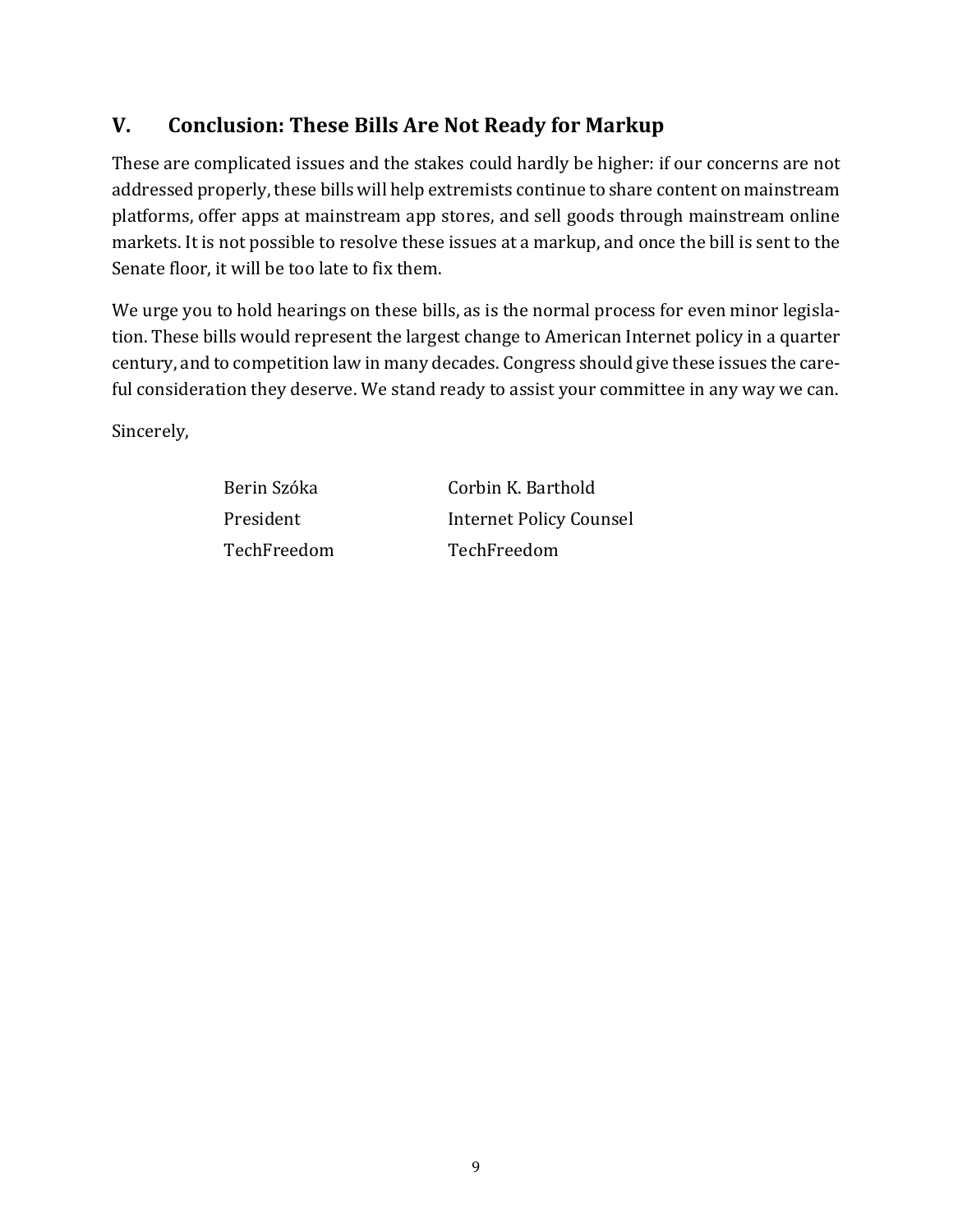## V. Conclusion: These Bills Are Not Ready for Markup

These are complicated issues and the stakes could hardly be higher: if our concerns are not addressed properly, these bills will help extremists continue to share content on mainstream platforms, offer apps at mainstream app stores, and sell goods through mainstream online markets. It is not possible to resolve these issues at a markup, and once the bill is sent to the Senate floor, it will be too late to fix them.

We urge you to hold hearings on these bills, as is the normal process for even minor legislation. These bills would represent the largest change to American Internet policy in a quarter century, and to competition law in many decades. Congress should give these issues the careful consideration they deserve. We stand ready to assist your committee in any way we can.

Sincerely,

| | |
|---|---|
| Berin Szóka | Corbin K. Barthold |
| President | Internet Policy Counsel |
| TechFreedom | TechFreedom |